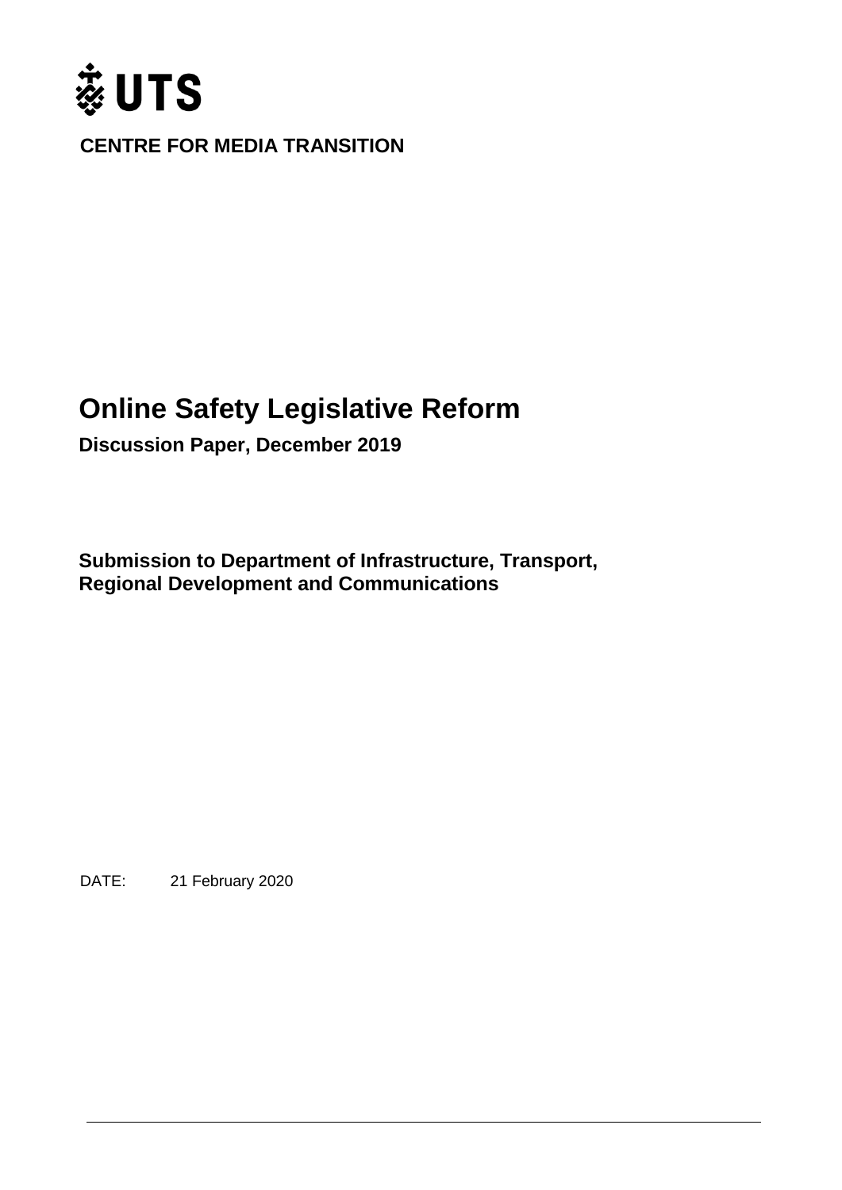UTS

**CENTRE FOR MEDIA TRANSITION**

# Online Safety Legislative Reform

**Discussion Paper, December 2019**

**Submission to Department of Infrastructure, Transport, Regional Development and Communications**

DATE: 21 February 2020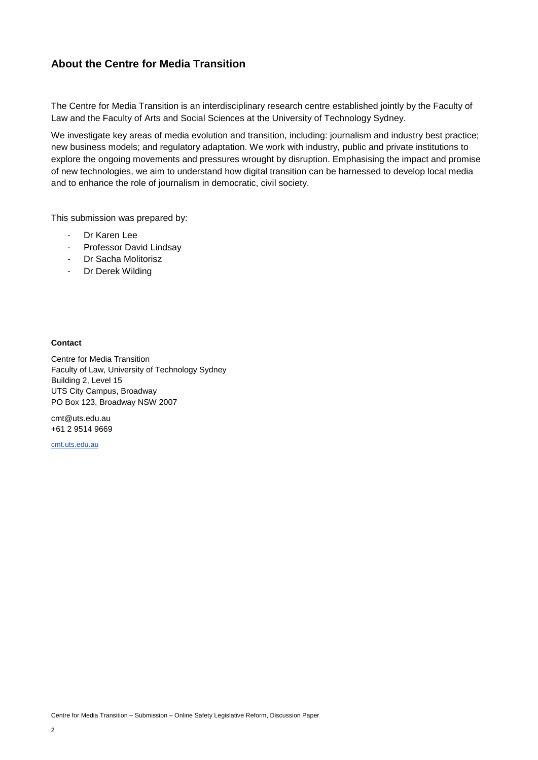## About the Centre for Media Transition

The Centre for Media Transition is an interdisciplinary research centre established jointly by the Faculty of Law and the Faculty of Arts and Social Sciences at the University of Technology Sydney.

We investigate key areas of media evolution and transition, including: journalism and industry best practice; new business models; and regulatory adaptation. We work with industry, public and private institutions to explore the ongoing movements and pressures wrought by disruption. Emphasising the impact and promise of new technologies, we aim to understand how digital transition can be harnessed to develop local media and to enhance the role of journalism in democratic, civil society.

This submission was prepared by:

- Dr Karen Lee
- Professor David Lindsay
- Dr Sacha Molitorisz
- Dr Derek Wilding

**Contact**

Centre for Media Transition
Faculty of Law, University of Technology Sydney
Building 2, Level 15
UTS City Campus, Broadway
PO Box 123, Broadway NSW 2007

cmt@uts.edu.au
+61 2 9514 9669

cmt.uts.edu.au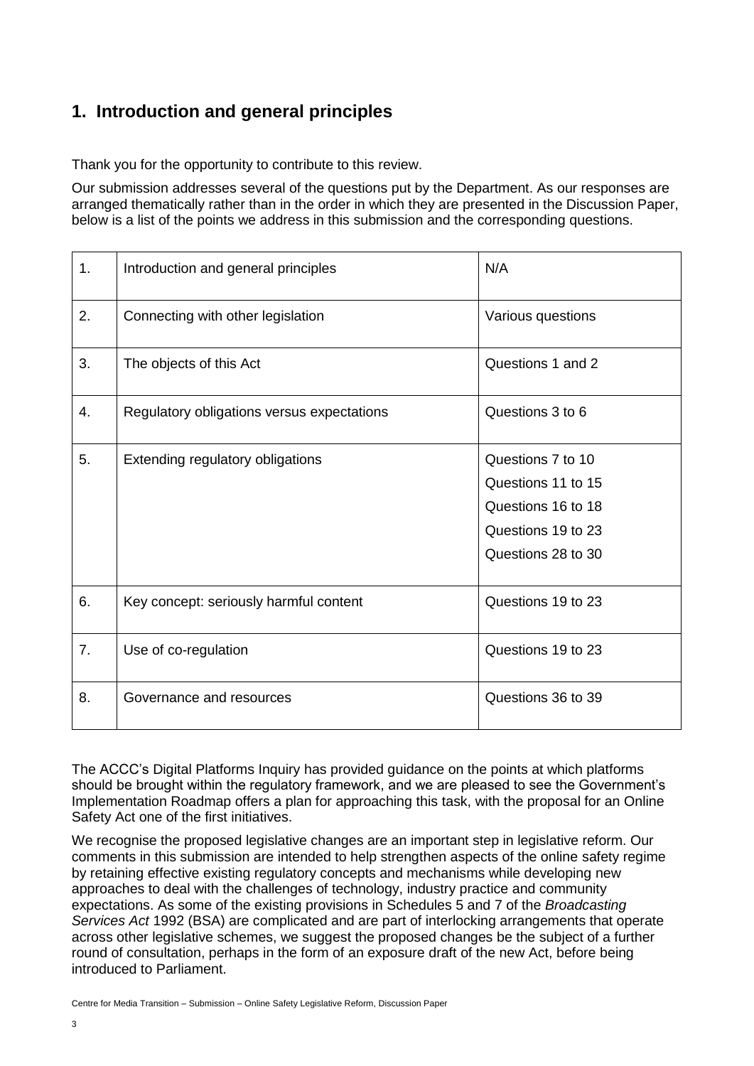## 1. Introduction and general principles

Thank you for the opportunity to contribute to this review.

Our submission addresses several of the questions put by the Department. As our responses are arranged thematically rather than in the order in which they are presented in the Discussion Paper, below is a list of the points we address in this submission and the corresponding questions.

| | | |
|---|---|---|
| 1. | Introduction and general principles | N/A |
| 2. | Connecting with other legislation | Various questions |
| 3. | The objects of this Act | Questions 1 and 2 |
| 4. | Regulatory obligations versus expectations | Questions 3 to 6 |
| 5. | Extending regulatory obligations | Questions 7 to 10<br>Questions 11 to 15<br>Questions 16 to 18<br>Questions 19 to 23<br>Questions 28 to 30 |
| 6. | Key concept: seriously harmful content | Questions 19 to 23 |
| 7. | Use of co-regulation | Questions 19 to 23 |
| 8. | Governance and resources | Questions 36 to 39 |

The ACCC's Digital Platforms Inquiry has provided guidance on the points at which platforms should be brought within the regulatory framework, and we are pleased to see the Government's Implementation Roadmap offers a plan for approaching this task, with the proposal for an Online Safety Act one of the first initiatives.

We recognise the proposed legislative changes are an important step in legislative reform. Our comments in this submission are intended to help strengthen aspects of the online safety regime by retaining effective existing regulatory concepts and mechanisms while developing new approaches to deal with the challenges of technology, industry practice and community expectations. As some of the existing provisions in Schedules 5 and 7 of the *Broadcasting Services Act* 1992 (BSA) are complicated and are part of interlocking arrangements that operate across other legislative schemes, we suggest the proposed changes be the subject of a further round of consultation, perhaps in the form of an exposure draft of the new Act, before being introduced to Parliament.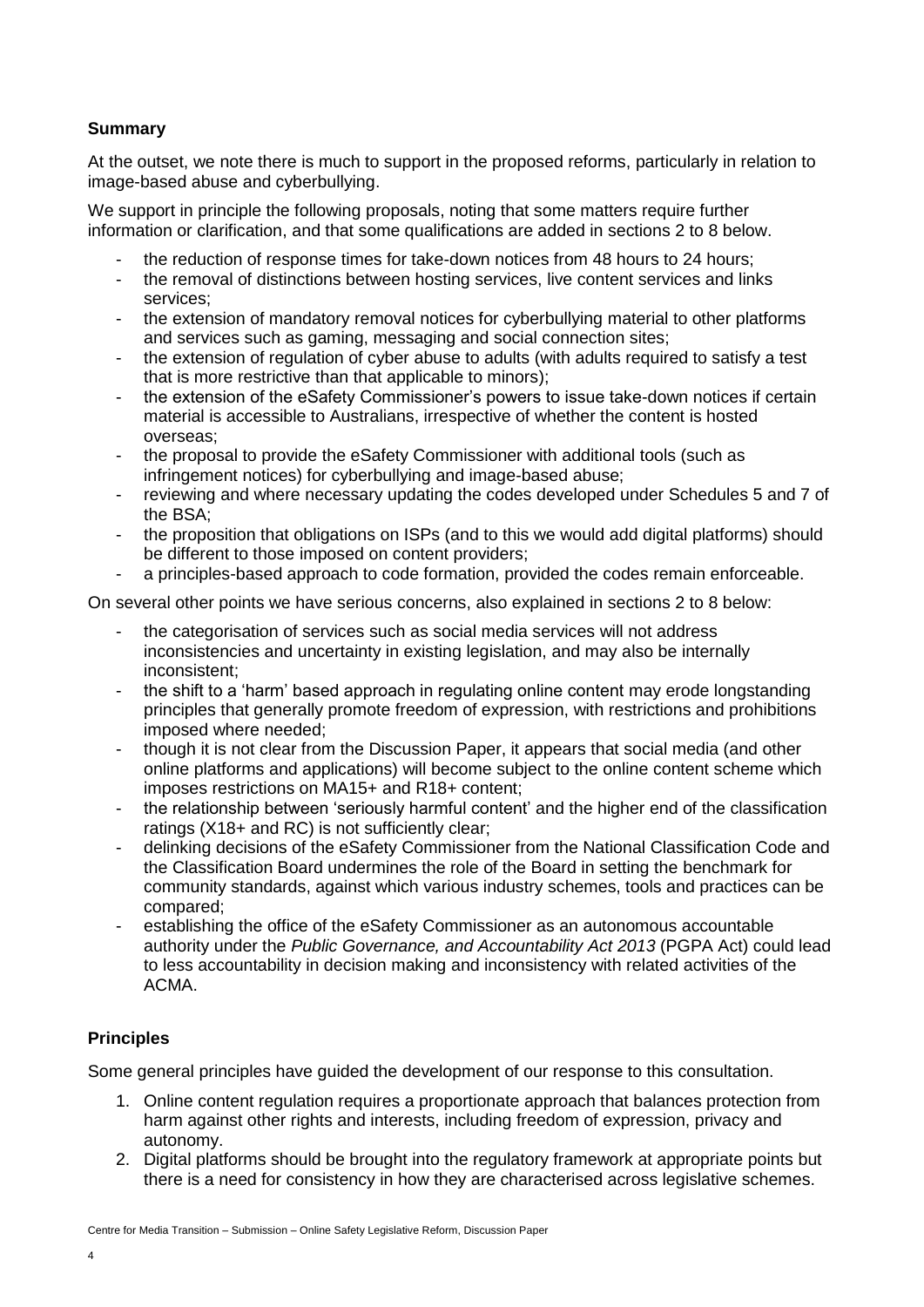## Summary

At the outset, we note there is much to support in the proposed reforms, particularly in relation to image-based abuse and cyberbullying.

We support in principle the following proposals, noting that some matters require further information or clarification, and that some qualifications are added in sections 2 to 8 below.

- the reduction of response times for take-down notices from 48 hours to 24 hours;
- the removal of distinctions between hosting services, live content services and links services;
- the extension of mandatory removal notices for cyberbullying material to other platforms and services such as gaming, messaging and social connection sites;
- the extension of regulation of cyber abuse to adults (with adults required to satisfy a test that is more restrictive than that applicable to minors);
- the extension of the eSafety Commissioner's powers to issue take-down notices if certain material is accessible to Australians, irrespective of whether the content is hosted overseas;
- the proposal to provide the eSafety Commissioner with additional tools (such as infringement notices) for cyberbullying and image-based abuse;
- reviewing and where necessary updating the codes developed under Schedules 5 and 7 of the BSA;
- the proposition that obligations on ISPs (and to this we would add digital platforms) should be different to those imposed on content providers;
- a principles-based approach to code formation, provided the codes remain enforceable.

On several other points we have serious concerns, also explained in sections 2 to 8 below:

- the categorisation of services such as social media services will not address inconsistencies and uncertainty in existing legislation, and may also be internally inconsistent;
- the shift to a 'harm' based approach in regulating online content may erode longstanding principles that generally promote freedom of expression, with restrictions and prohibitions imposed where needed;
- though it is not clear from the Discussion Paper, it appears that social media (and other online platforms and applications) will become subject to the online content scheme which imposes restrictions on MA15+ and R18+ content;
- the relationship between 'seriously harmful content' and the higher end of the classification ratings (X18+ and RC) is not sufficiently clear;
- delinking decisions of the eSafety Commissioner from the National Classification Code and the Classification Board undermines the role of the Board in setting the benchmark for community standards, against which various industry schemes, tools and practices can be compared;
- establishing the office of the eSafety Commissioner as an autonomous accountable authority under the *Public Governance, and Accountability Act 2013* (PGPA Act) could lead to less accountability in decision making and inconsistency with related activities of the ACMA.

## Principles

Some general principles have guided the development of our response to this consultation.

1. Online content regulation requires a proportionate approach that balances protection from harm against other rights and interests, including freedom of expression, privacy and autonomy.
2. Digital platforms should be brought into the regulatory framework at appropriate points but there is a need for consistency in how they are characterised across legislative schemes.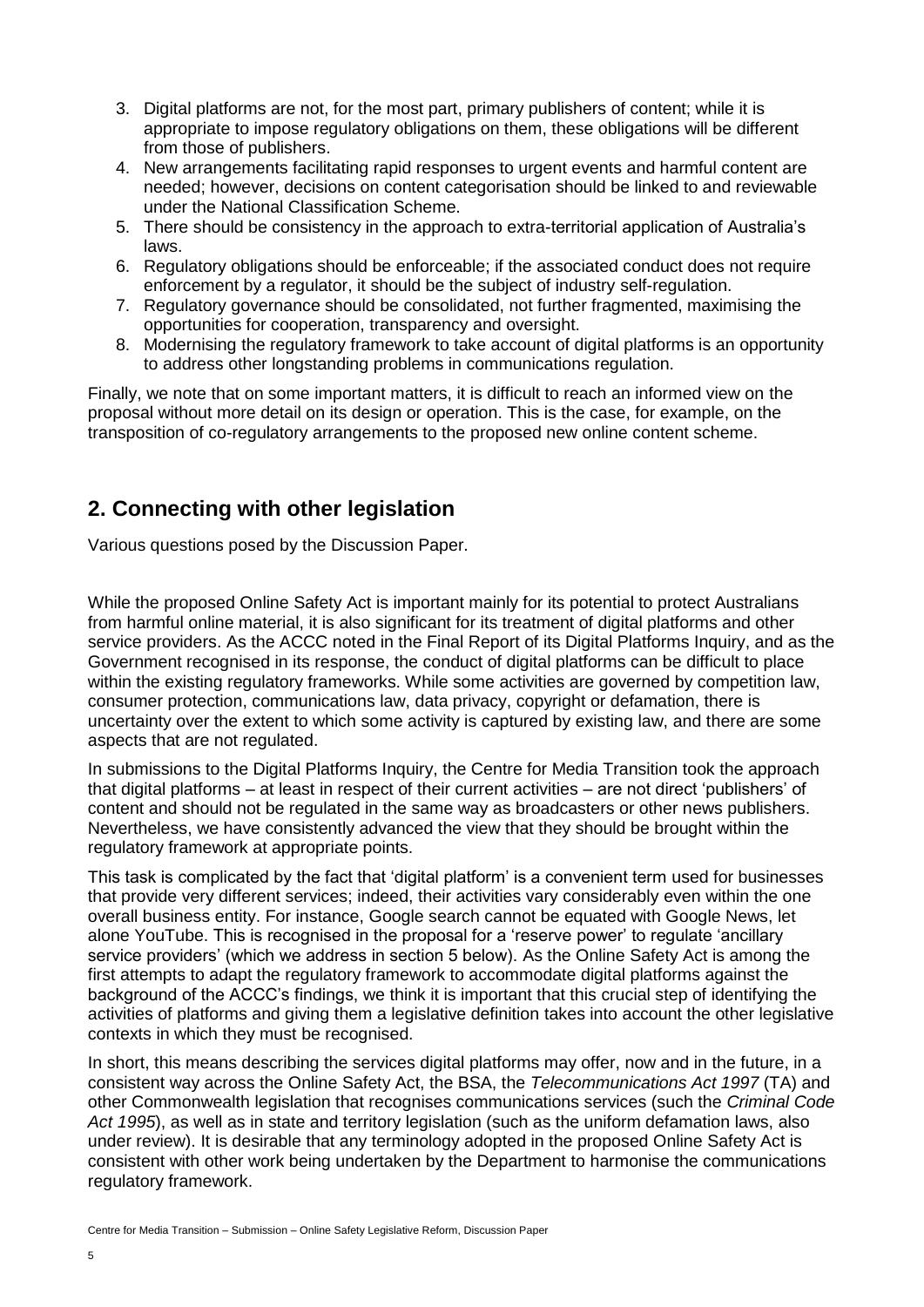3. Digital platforms are not, for the most part, primary publishers of content; while it is appropriate to impose regulatory obligations on them, these obligations will be different from those of publishers.
4. New arrangements facilitating rapid responses to urgent events and harmful content are needed; however, decisions on content categorisation should be linked to and reviewable under the National Classification Scheme.
5. There should be consistency in the approach to extra-territorial application of Australia's laws.
6. Regulatory obligations should be enforceable; if the associated conduct does not require enforcement by a regulator, it should be the subject of industry self-regulation.
7. Regulatory governance should be consolidated, not further fragmented, maximising the opportunities for cooperation, transparency and oversight.
8. Modernising the regulatory framework to take account of digital platforms is an opportunity to address other longstanding problems in communications regulation.

Finally, we note that on some important matters, it is difficult to reach an informed view on the proposal without more detail on its design or operation. This is the case, for example, on the transposition of co-regulatory arrangements to the proposed new online content scheme.

## 2. Connecting with other legislation

Various questions posed by the Discussion Paper.

While the proposed Online Safety Act is important mainly for its potential to protect Australians from harmful online material, it is also significant for its treatment of digital platforms and other service providers. As the ACCC noted in the Final Report of its Digital Platforms Inquiry, and as the Government recognised in its response, the conduct of digital platforms can be difficult to place within the existing regulatory frameworks. While some activities are governed by competition law, consumer protection, communications law, data privacy, copyright or defamation, there is uncertainty over the extent to which some activity is captured by existing law, and there are some aspects that are not regulated.

In submissions to the Digital Platforms Inquiry, the Centre for Media Transition took the approach that digital platforms – at least in respect of their current activities – are not direct 'publishers' of content and should not be regulated in the same way as broadcasters or other news publishers. Nevertheless, we have consistently advanced the view that they should be brought within the regulatory framework at appropriate points.

This task is complicated by the fact that 'digital platform' is a convenient term used for businesses that provide very different services; indeed, their activities vary considerably even within the one overall business entity. For instance, Google search cannot be equated with Google News, let alone YouTube. This is recognised in the proposal for a 'reserve power' to regulate 'ancillary service providers' (which we address in section 5 below). As the Online Safety Act is among the first attempts to adapt the regulatory framework to accommodate digital platforms against the background of the ACCC's findings, we think it is important that this crucial step of identifying the activities of platforms and giving them a legislative definition takes into account the other legislative contexts in which they must be recognised.

In short, this means describing the services digital platforms may offer, now and in the future, in a consistent way across the Online Safety Act, the BSA, the *Telecommunications Act 1997* (TA) and other Commonwealth legislation that recognises communications services (such the *Criminal Code Act 1995*), as well as in state and territory legislation (such as the uniform defamation laws, also under review). It is desirable that any terminology adopted in the proposed Online Safety Act is consistent with other work being undertaken by the Department to harmonise the communications regulatory framework.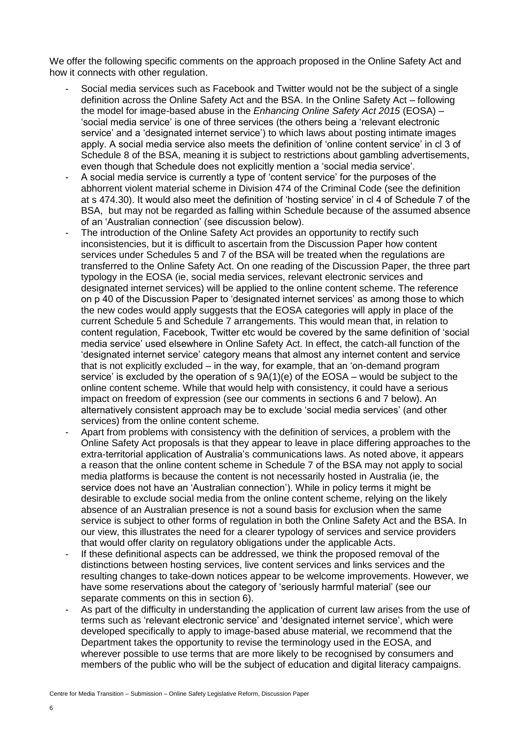We offer the following specific comments on the approach proposed in the Online Safety Act and how it connects with other regulation.

- Social media services such as Facebook and Twitter would not be the subject of a single definition across the Online Safety Act and the BSA. In the Online Safety Act – following the model for image-based abuse in the *Enhancing Online Safety Act 2015* (EOSA) – 'social media service' is one of three services (the others being a 'relevant electronic service' and a 'designated internet service') to which laws about posting intimate images apply. A social media service also meets the definition of 'online content service' in cl 3 of Schedule 8 of the BSA, meaning it is subject to restrictions about gambling advertisements, even though that Schedule does not explicitly mention a 'social media service'.
- A social media service is currently a type of 'content service' for the purposes of the abhorrent violent material scheme in Division 474 of the Criminal Code (see the definition at s 474.30). It would also meet the definition of 'hosting service' in cl 4 of Schedule 7 of the BSA, but may not be regarded as falling within Schedule because of the assumed absence of an 'Australian connection' (see discussion below).
- The introduction of the Online Safety Act provides an opportunity to rectify such inconsistencies, but it is difficult to ascertain from the Discussion Paper how content services under Schedules 5 and 7 of the BSA will be treated when the regulations are transferred to the Online Safety Act. On one reading of the Discussion Paper, the three part typology in the EOSA (ie, social media services, relevant electronic services and designated internet services) will be applied to the online content scheme. The reference on p 40 of the Discussion Paper to 'designated internet services' as among those to which the new codes would apply suggests that the EOSA categories will apply in place of the current Schedule 5 and Schedule 7 arrangements. This would mean that, in relation to content regulation, Facebook, Twitter etc would be covered by the same definition of 'social media service' used elsewhere in Online Safety Act. In effect, the catch-all function of the 'designated internet service' category means that almost any internet content and service that is not explicitly excluded – in the way, for example, that an 'on-demand program service' is excluded by the operation of s 9A(1)(e) of the EOSA – would be subject to the online content scheme. While that would help with consistency, it could have a serious impact on freedom of expression (see our comments in sections 6 and 7 below). An alternatively consistent approach may be to exclude 'social media services' (and other services) from the online content scheme.
- Apart from problems with consistency with the definition of services, a problem with the Online Safety Act proposals is that they appear to leave in place differing approaches to the extra-territorial application of Australia's communications laws. As noted above, it appears a reason that the online content scheme in Schedule 7 of the BSA may not apply to social media platforms is because the content is not necessarily hosted in Australia (ie, the service does not have an 'Australian connection'). While in policy terms it might be desirable to exclude social media from the online content scheme, relying on the likely absence of an Australian presence is not a sound basis for exclusion when the same service is subject to other forms of regulation in both the Online Safety Act and the BSA. In our view, this illustrates the need for a clearer typology of services and service providers that would offer clarity on regulatory obligations under the applicable Acts.
- If these definitional aspects can be addressed, we think the proposed removal of the distinctions between hosting services, live content services and links services and the resulting changes to take-down notices appear to be welcome improvements. However, we have some reservations about the category of 'seriously harmful material' (see our separate comments on this in section 6).
- As part of the difficulty in understanding the application of current law arises from the use of terms such as 'relevant electronic service' and 'designated internet service', which were developed specifically to apply to image-based abuse material, we recommend that the Department takes the opportunity to revise the terminology used in the EOSA, and wherever possible to use terms that are more likely to be recognised by consumers and members of the public who will be the subject of education and digital literacy campaigns.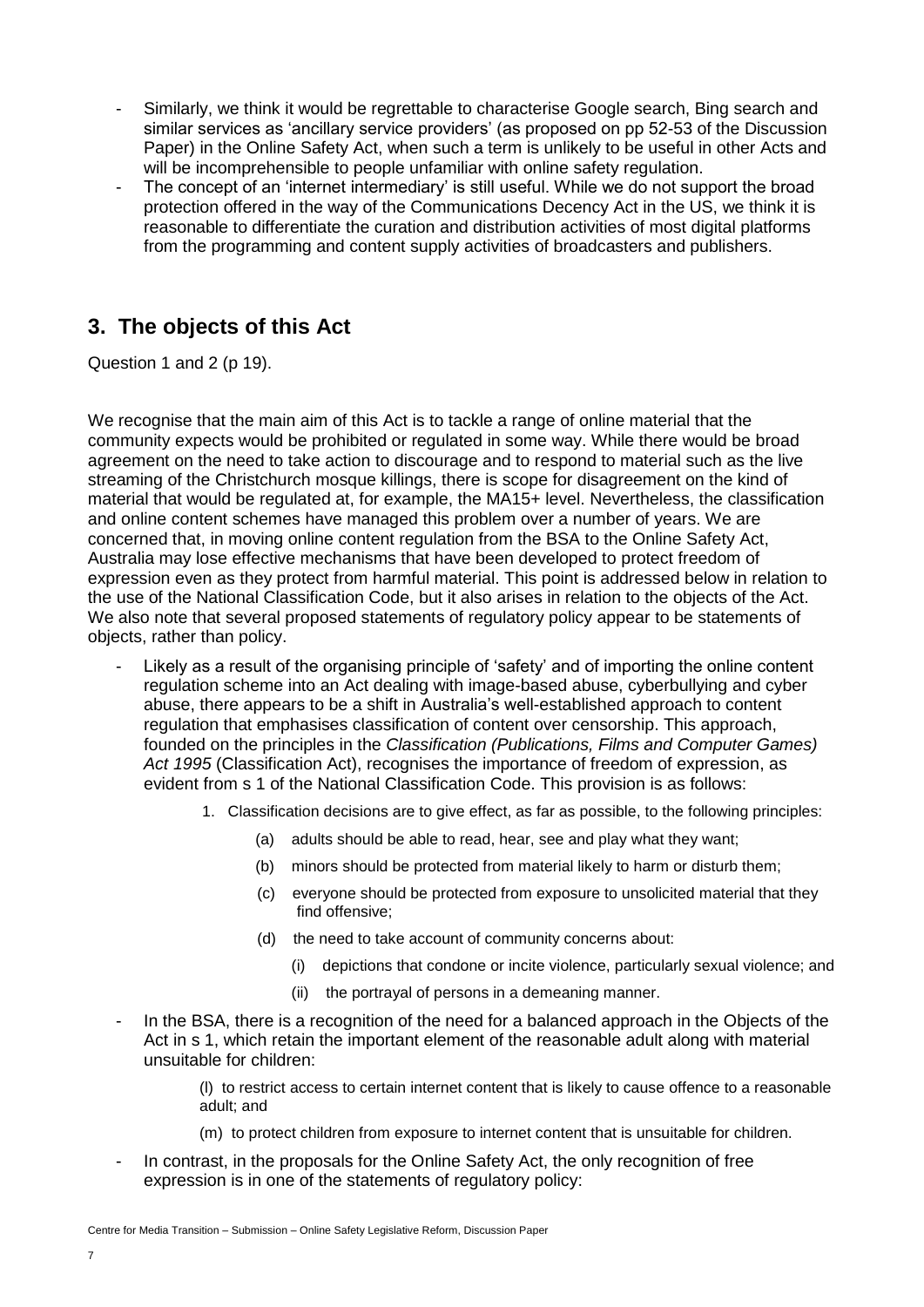- Similarly, we think it would be regrettable to characterise Google search, Bing search and similar services as 'ancillary service providers' (as proposed on pp 52-53 of the Discussion Paper) in the Online Safety Act, when such a term is unlikely to be useful in other Acts and will be incomprehensible to people unfamiliar with online safety regulation.
- The concept of an 'internet intermediary' is still useful. While we do not support the broad protection offered in the way of the Communications Decency Act in the US, we think it is reasonable to differentiate the curation and distribution activities of most digital platforms from the programming and content supply activities of broadcasters and publishers.

## 3. The objects of this Act

Question 1 and 2 (p 19).

We recognise that the main aim of this Act is to tackle a range of online material that the community expects would be prohibited or regulated in some way. While there would be broad agreement on the need to take action to discourage and to respond to material such as the live streaming of the Christchurch mosque killings, there is scope for disagreement on the kind of material that would be regulated at, for example, the MA15+ level. Nevertheless, the classification and online content schemes have managed this problem over a number of years. We are concerned that, in moving online content regulation from the BSA to the Online Safety Act, Australia may lose effective mechanisms that have been developed to protect freedom of expression even as they protect from harmful material. This point is addressed below in relation to the use of the National Classification Code, but it also arises in relation to the objects of the Act. We also note that several proposed statements of regulatory policy appear to be statements of objects, rather than policy.

- Likely as a result of the organising principle of 'safety' and of importing the online content regulation scheme into an Act dealing with image-based abuse, cyberbullying and cyber abuse, there appears to be a shift in Australia's well-established approach to content regulation that emphasises classification of content over censorship. This approach, founded on the principles in the *Classification (Publications, Films and Computer Games) Act 1995* (Classification Act), recognises the importance of freedom of expression, as evident from s 1 of the National Classification Code. This provision is as follows:

  1. Classification decisions are to give effect, as far as possible, to the following principles:
     - (a) adults should be able to read, hear, see and play what they want;
     - (b) minors should be protected from material likely to harm or disturb them;
     - (c) everyone should be protected from exposure to unsolicited material that they find offensive;
     - (d) the need to take account of community concerns about:
       - (i) depictions that condone or incite violence, particularly sexual violence; and
       - (ii) the portrayal of persons in a demeaning manner.

- In the BSA, there is a recognition of the need for a balanced approach in the Objects of the Act in s 1, which retain the important element of the reasonable adult along with material unsuitable for children:

  (l) to restrict access to certain internet content that is likely to cause offence to a reasonable adult; and

  (m) to protect children from exposure to internet content that is unsuitable for children.

- In contrast, in the proposals for the Online Safety Act, the only recognition of free expression is in one of the statements of regulatory policy: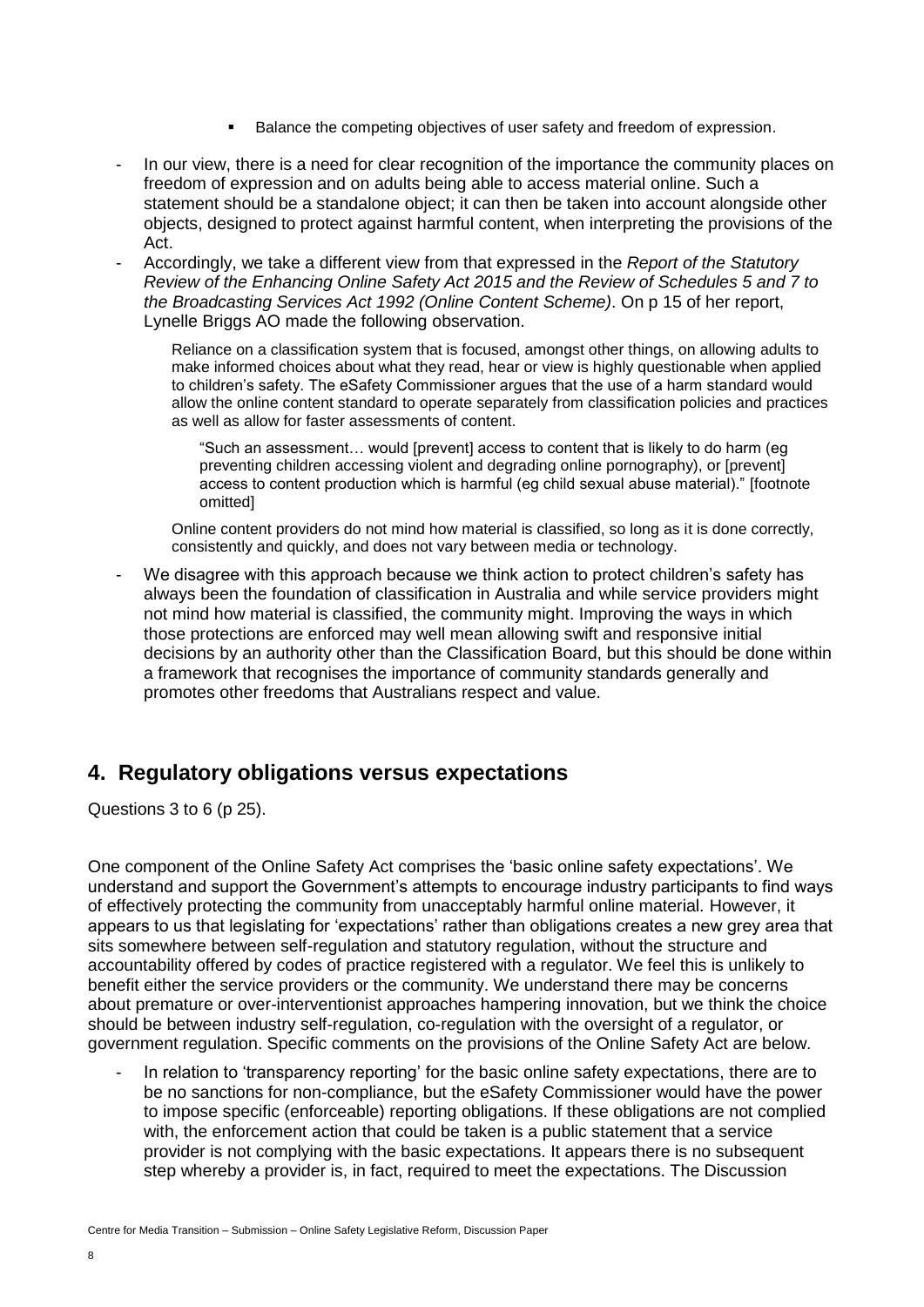- Balance the competing objectives of user safety and freedom of expression.

- In our view, there is a need for clear recognition of the importance the community places on freedom of expression and on adults being able to access material online. Such a statement should be a standalone object; it can then be taken into account alongside other objects, designed to protect against harmful content, when interpreting the provisions of the Act.
- Accordingly, we take a different view from that expressed in the *Report of the Statutory Review of the Enhancing Online Safety Act 2015 and the Review of Schedules 5 and 7 to the Broadcasting Services Act 1992 (Online Content Scheme)*. On p 15 of her report, Lynelle Briggs AO made the following observation.

  > Reliance on a classification system that is focused, amongst other things, on allowing adults to make informed choices about what they read, hear or view is highly questionable when applied to children's safety. The eSafety Commissioner argues that the use of a harm standard would allow the online content standard to operate separately from classification policies and practices as well as allow for faster assessments of content.
  >
  > > "Such an assessment… would [prevent] access to content that is likely to do harm (eg preventing children accessing violent and degrading online pornography), or [prevent] access to content production which is harmful (eg child sexual abuse material)." [footnote omitted]
  >
  > Online content providers do not mind how material is classified, so long as it is done correctly, consistently and quickly, and does not vary between media or technology.

- We disagree with this approach because we think action to protect children's safety has always been the foundation of classification in Australia and while service providers might not mind how material is classified, the community might. Improving the ways in which those protections are enforced may well mean allowing swift and responsive initial decisions by an authority other than the Classification Board, but this should be done within a framework that recognises the importance of community standards generally and promotes other freedoms that Australians respect and value.

## 4. Regulatory obligations versus expectations

Questions 3 to 6 (p 25).

One component of the Online Safety Act comprises the 'basic online safety expectations'. We understand and support the Government's attempts to encourage industry participants to find ways of effectively protecting the community from unacceptably harmful online material. However, it appears to us that legislating for 'expectations' rather than obligations creates a new grey area that sits somewhere between self-regulation and statutory regulation, without the structure and accountability offered by codes of practice registered with a regulator. We feel this is unlikely to benefit either the service providers or the community. We understand there may be concerns about premature or over-interventionist approaches hampering innovation, but we think the choice should be between industry self-regulation, co-regulation with the oversight of a regulator, or government regulation. Specific comments on the provisions of the Online Safety Act are below.

- In relation to 'transparency reporting' for the basic online safety expectations, there are to be no sanctions for non-compliance, but the eSafety Commissioner would have the power to impose specific (enforceable) reporting obligations. If these obligations are not complied with, the enforcement action that could be taken is a public statement that a service provider is not complying with the basic expectations. It appears there is no subsequent step whereby a provider is, in fact, required to meet the expectations. The Discussion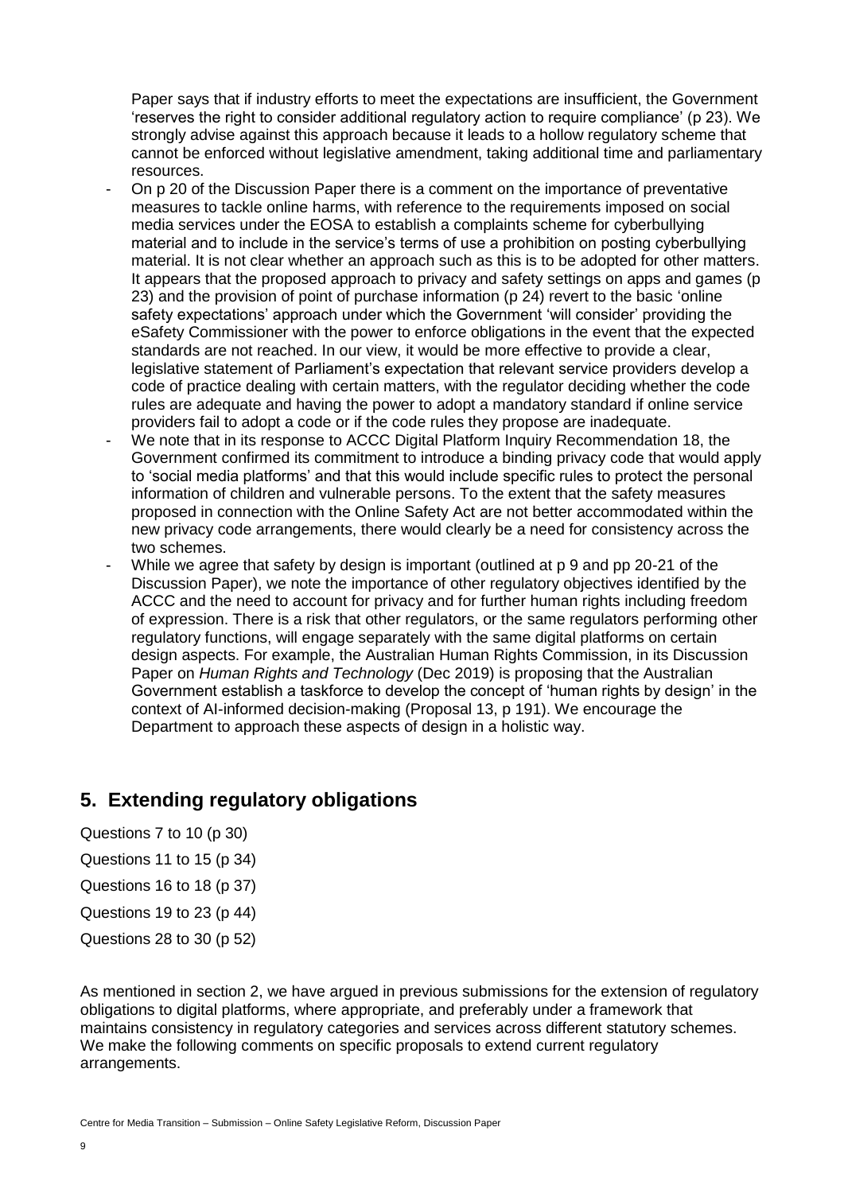Paper says that if industry efforts to meet the expectations are insufficient, the Government 'reserves the right to consider additional regulatory action to require compliance' (p 23). We strongly advise against this approach because it leads to a hollow regulatory scheme that cannot be enforced without legislative amendment, taking additional time and parliamentary resources.

- On p 20 of the Discussion Paper there is a comment on the importance of preventative measures to tackle online harms, with reference to the requirements imposed on social media services under the EOSA to establish a complaints scheme for cyberbullying material and to include in the service's terms of use a prohibition on posting cyberbullying material. It is not clear whether an approach such as this is to be adopted for other matters. It appears that the proposed approach to privacy and safety settings on apps and games (p 23) and the provision of point of purchase information (p 24) revert to the basic 'online safety expectations' approach under which the Government 'will consider' providing the eSafety Commissioner with the power to enforce obligations in the event that the expected standards are not reached. In our view, it would be more effective to provide a clear, legislative statement of Parliament's expectation that relevant service providers develop a code of practice dealing with certain matters, with the regulator deciding whether the code rules are adequate and having the power to adopt a mandatory standard if online service providers fail to adopt a code or if the code rules they propose are inadequate.
- We note that in its response to ACCC Digital Platform Inquiry Recommendation 18, the Government confirmed its commitment to introduce a binding privacy code that would apply to 'social media platforms' and that this would include specific rules to protect the personal information of children and vulnerable persons. To the extent that the safety measures proposed in connection with the Online Safety Act are not better accommodated within the new privacy code arrangements, there would clearly be a need for consistency across the two schemes.
- While we agree that safety by design is important (outlined at p 9 and pp 20-21 of the Discussion Paper), we note the importance of other regulatory objectives identified by the ACCC and the need to account for privacy and for further human rights including freedom of expression. There is a risk that other regulators, or the same regulators performing other regulatory functions, will engage separately with the same digital platforms on certain design aspects. For example, the Australian Human Rights Commission, in its Discussion Paper on *Human Rights and Technology* (Dec 2019) is proposing that the Australian Government establish a taskforce to develop the concept of 'human rights by design' in the context of AI-informed decision-making (Proposal 13, p 191). We encourage the Department to approach these aspects of design in a holistic way.

## 5. Extending regulatory obligations

Questions 7 to 10 (p 30)

Questions 11 to 15 (p 34)

Questions 16 to 18 (p 37)

Questions 19 to 23 (p 44)

Questions 28 to 30 (p 52)

As mentioned in section 2, we have argued in previous submissions for the extension of regulatory obligations to digital platforms, where appropriate, and preferably under a framework that maintains consistency in regulatory categories and services across different statutory schemes. We make the following comments on specific proposals to extend current regulatory arrangements.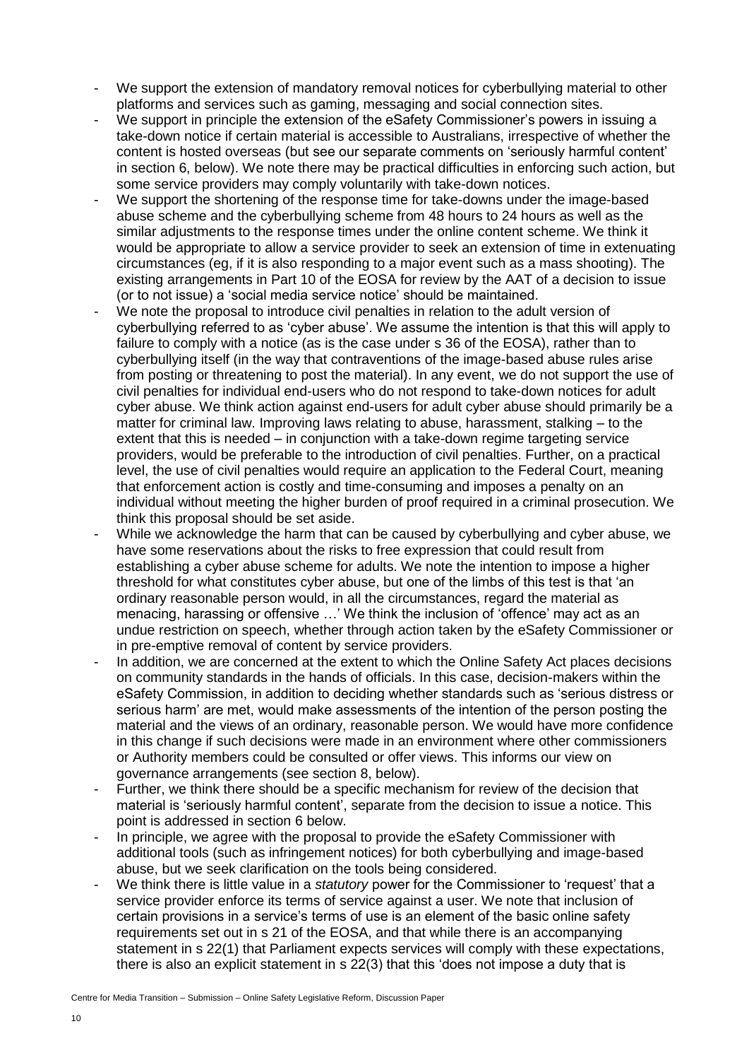- We support the extension of mandatory removal notices for cyberbullying material to other platforms and services such as gaming, messaging and social connection sites.
- We support in principle the extension of the eSafety Commissioner's powers in issuing a take-down notice if certain material is accessible to Australians, irrespective of whether the content is hosted overseas (but see our separate comments on 'seriously harmful content' in section 6, below). We note there may be practical difficulties in enforcing such action, but some service providers may comply voluntarily with take-down notices.
- We support the shortening of the response time for take-downs under the image-based abuse scheme and the cyberbullying scheme from 48 hours to 24 hours as well as the similar adjustments to the response times under the online content scheme. We think it would be appropriate to allow a service provider to seek an extension of time in extenuating circumstances (eg, if it is also responding to a major event such as a mass shooting). The existing arrangements in Part 10 of the EOSA for review by the AAT of a decision to issue (or to not issue) a 'social media service notice' should be maintained.
- We note the proposal to introduce civil penalties in relation to the adult version of cyberbullying referred to as 'cyber abuse'. We assume the intention is that this will apply to failure to comply with a notice (as is the case under s 36 of the EOSA), rather than to cyberbullying itself (in the way that contraventions of the image-based abuse rules arise from posting or threatening to post the material). In any event, we do not support the use of civil penalties for individual end-users who do not respond to take-down notices for adult cyber abuse. We think action against end-users for adult cyber abuse should primarily be a matter for criminal law. Improving laws relating to abuse, harassment, stalking – to the extent that this is needed – in conjunction with a take-down regime targeting service providers, would be preferable to the introduction of civil penalties. Further, on a practical level, the use of civil penalties would require an application to the Federal Court, meaning that enforcement action is costly and time-consuming and imposes a penalty on an individual without meeting the higher burden of proof required in a criminal prosecution. We think this proposal should be set aside.
- While we acknowledge the harm that can be caused by cyberbullying and cyber abuse, we have some reservations about the risks to free expression that could result from establishing a cyber abuse scheme for adults. We note the intention to impose a higher threshold for what constitutes cyber abuse, but one of the limbs of this test is that 'an ordinary reasonable person would, in all the circumstances, regard the material as menacing, harassing or offensive …' We think the inclusion of 'offence' may act as an undue restriction on speech, whether through action taken by the eSafety Commissioner or in pre-emptive removal of content by service providers.
- In addition, we are concerned at the extent to which the Online Safety Act places decisions on community standards in the hands of officials. In this case, decision-makers within the eSafety Commission, in addition to deciding whether standards such as 'serious distress or serious harm' are met, would make assessments of the intention of the person posting the material and the views of an ordinary, reasonable person. We would have more confidence in this change if such decisions were made in an environment where other commissioners or Authority members could be consulted or offer views. This informs our view on governance arrangements (see section 8, below).
- Further, we think there should be a specific mechanism for review of the decision that material is 'seriously harmful content', separate from the decision to issue a notice. This point is addressed in section 6 below.
- In principle, we agree with the proposal to provide the eSafety Commissioner with additional tools (such as infringement notices) for both cyberbullying and image-based abuse, but we seek clarification on the tools being considered.
- We think there is little value in a *statutory* power for the Commissioner to 'request' that a service provider enforce its terms of service against a user. We note that inclusion of certain provisions in a service's terms of use is an element of the basic online safety requirements set out in s 21 of the EOSA, and that while there is an accompanying statement in s 22(1) that Parliament expects services will comply with these expectations, there is also an explicit statement in s 22(3) that this 'does not impose a duty that is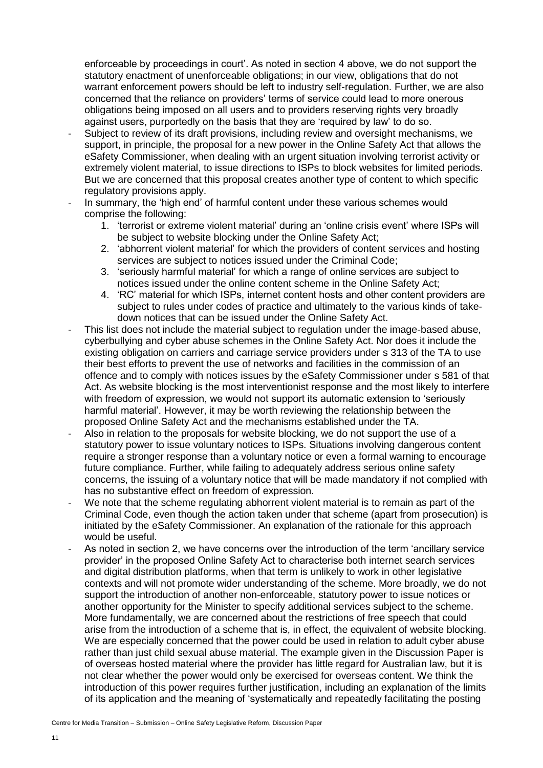enforceable by proceedings in court'. As noted in section 4 above, we do not support the statutory enactment of unenforceable obligations; in our view, obligations that do not warrant enforcement powers should be left to industry self-regulation. Further, we are also concerned that the reliance on providers' terms of service could lead to more onerous obligations being imposed on all users and to providers reserving rights very broadly against users, purportedly on the basis that they are 'required by law' to do so.

- Subject to review of its draft provisions, including review and oversight mechanisms, we support, in principle, the proposal for a new power in the Online Safety Act that allows the eSafety Commissioner, when dealing with an urgent situation involving terrorist activity or extremely violent material, to issue directions to ISPs to block websites for limited periods. But we are concerned that this proposal creates another type of content to which specific regulatory provisions apply.
- In summary, the 'high end' of harmful content under these various schemes would comprise the following:
    1. 'terrorist or extreme violent material' during an 'online crisis event' where ISPs will be subject to website blocking under the Online Safety Act;
    2. 'abhorrent violent material' for which the providers of content services and hosting services are subject to notices issued under the Criminal Code;
    3. 'seriously harmful material' for which a range of online services are subject to notices issued under the online content scheme in the Online Safety Act;
    4. 'RC' material for which ISPs, internet content hosts and other content providers are subject to rules under codes of practice and ultimately to the various kinds of take-down notices that can be issued under the Online Safety Act.
- This list does not include the material subject to regulation under the image-based abuse, cyberbullying and cyber abuse schemes in the Online Safety Act. Nor does it include the existing obligation on carriers and carriage service providers under s 313 of the TA to use their best efforts to prevent the use of networks and facilities in the commission of an offence and to comply with notices issues by the eSafety Commissioner under s 581 of that Act. As website blocking is the most interventionist response and the most likely to interfere with freedom of expression, we would not support its automatic extension to 'seriously harmful material'. However, it may be worth reviewing the relationship between the proposed Online Safety Act and the mechanisms established under the TA.
- Also in relation to the proposals for website blocking, we do not support the use of a statutory power to issue voluntary notices to ISPs. Situations involving dangerous content require a stronger response than a voluntary notice or even a formal warning to encourage future compliance. Further, while failing to adequately address serious online safety concerns, the issuing of a voluntary notice that will be made mandatory if not complied with has no substantive effect on freedom of expression.
- We note that the scheme regulating abhorrent violent material is to remain as part of the Criminal Code, even though the action taken under that scheme (apart from prosecution) is initiated by the eSafety Commissioner. An explanation of the rationale for this approach would be useful.
- As noted in section 2, we have concerns over the introduction of the term 'ancillary service provider' in the proposed Online Safety Act to characterise both internet search services and digital distribution platforms, when that term is unlikely to work in other legislative contexts and will not promote wider understanding of the scheme. More broadly, we do not support the introduction of another non-enforceable, statutory power to issue notices or another opportunity for the Minister to specify additional services subject to the scheme. More fundamentally, we are concerned about the restrictions of free speech that could arise from the introduction of a scheme that is, in effect, the equivalent of website blocking. We are especially concerned that the power could be used in relation to adult cyber abuse rather than just child sexual abuse material. The example given in the Discussion Paper is of overseas hosted material where the provider has little regard for Australian law, but it is not clear whether the power would only be exercised for overseas content. We think the introduction of this power requires further justification, including an explanation of the limits of its application and the meaning of 'systematically and repeatedly facilitating the posting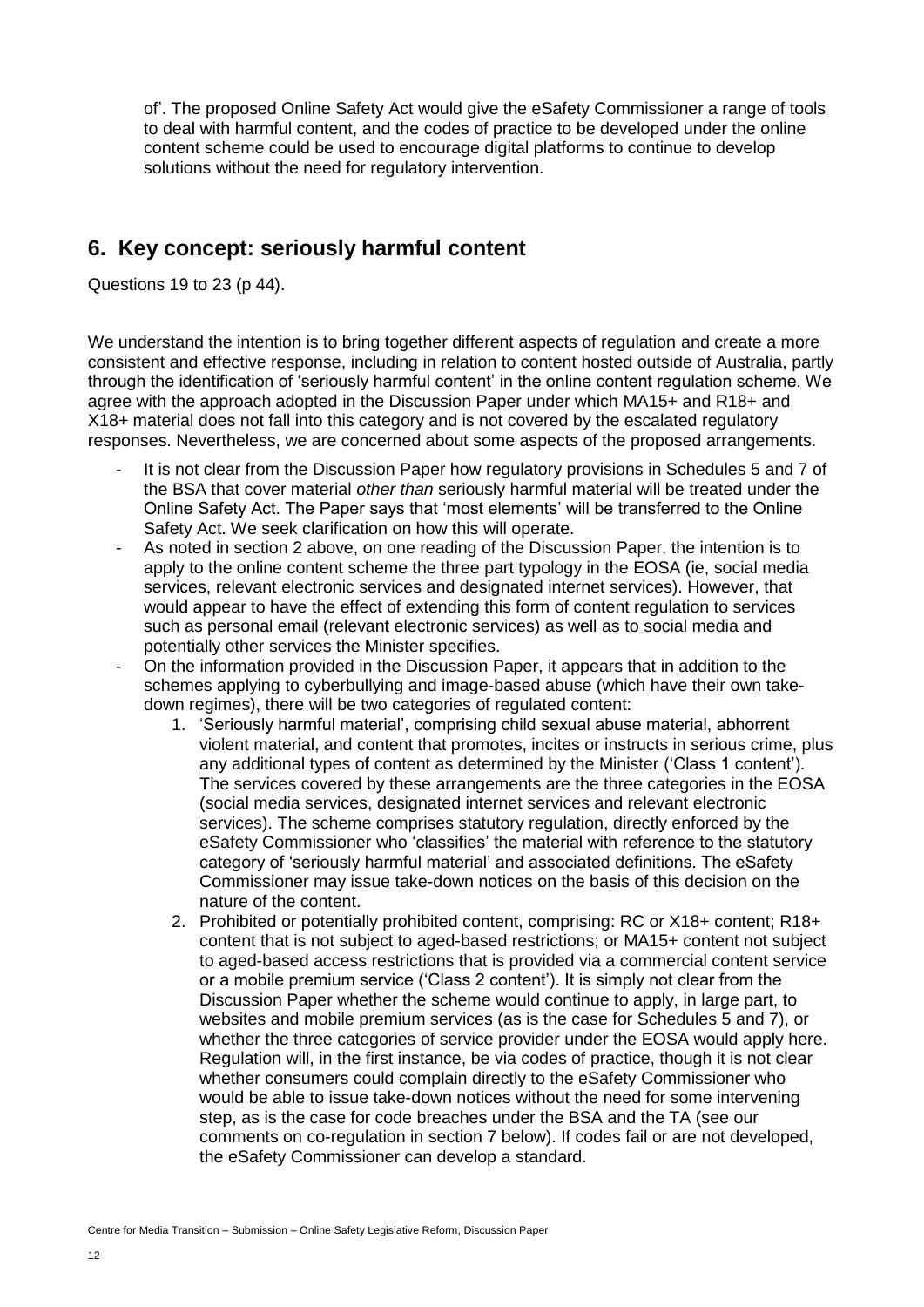of'. The proposed Online Safety Act would give the eSafety Commissioner a range of tools to deal with harmful content, and the codes of practice to be developed under the online content scheme could be used to encourage digital platforms to continue to develop solutions without the need for regulatory intervention.

## 6. Key concept: seriously harmful content

Questions 19 to 23 (p 44).

We understand the intention is to bring together different aspects of regulation and create a more consistent and effective response, including in relation to content hosted outside of Australia, partly through the identification of 'seriously harmful content' in the online content regulation scheme. We agree with the approach adopted in the Discussion Paper under which MA15+ and R18+ and X18+ material does not fall into this category and is not covered by the escalated regulatory responses. Nevertheless, we are concerned about some aspects of the proposed arrangements.

- It is not clear from the Discussion Paper how regulatory provisions in Schedules 5 and 7 of the BSA that cover material *other than* seriously harmful material will be treated under the Online Safety Act. The Paper says that 'most elements' will be transferred to the Online Safety Act. We seek clarification on how this will operate.
- As noted in section 2 above, on one reading of the Discussion Paper, the intention is to apply to the online content scheme the three part typology in the EOSA (ie, social media services, relevant electronic services and designated internet services). However, that would appear to have the effect of extending this form of content regulation to services such as personal email (relevant electronic services) as well as to social media and potentially other services the Minister specifies.
- On the information provided in the Discussion Paper, it appears that in addition to the schemes applying to cyberbullying and image-based abuse (which have their own take-down regimes), there will be two categories of regulated content:
    1. 'Seriously harmful material', comprising child sexual abuse material, abhorrent violent material, and content that promotes, incites or instructs in serious crime, plus any additional types of content as determined by the Minister ('Class 1 content'). The services covered by these arrangements are the three categories in the EOSA (social media services, designated internet services and relevant electronic services). The scheme comprises statutory regulation, directly enforced by the eSafety Commissioner who 'classifies' the material with reference to the statutory category of 'seriously harmful material' and associated definitions. The eSafety Commissioner may issue take-down notices on the basis of this decision on the nature of the content.
    2. Prohibited or potentially prohibited content, comprising: RC or X18+ content; R18+ content that is not subject to aged-based restrictions; or MA15+ content not subject to aged-based access restrictions that is provided via a commercial content service or a mobile premium service ('Class 2 content'). It is simply not clear from the Discussion Paper whether the scheme would continue to apply, in large part, to websites and mobile premium services (as is the case for Schedules 5 and 7), or whether the three categories of service provider under the EOSA would apply here. Regulation will, in the first instance, be via codes of practice, though it is not clear whether consumers could complain directly to the eSafety Commissioner who would be able to issue take-down notices without the need for some intervening step, as is the case for code breaches under the BSA and the TA (see our comments on co-regulation in section 7 below). If codes fail or are not developed, the eSafety Commissioner can develop a standard.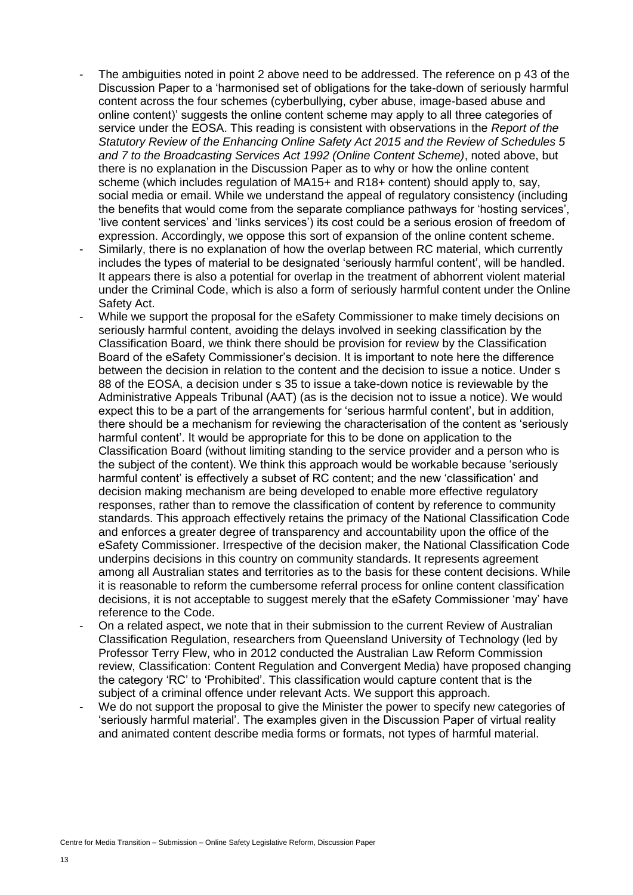- The ambiguities noted in point 2 above need to be addressed. The reference on p 43 of the Discussion Paper to a 'harmonised set of obligations for the take-down of seriously harmful content across the four schemes (cyberbullying, cyber abuse, image-based abuse and online content)' suggests the online content scheme may apply to all three categories of service under the EOSA. This reading is consistent with observations in the *Report of the Statutory Review of the Enhancing Online Safety Act 2015 and the Review of Schedules 5 and 7 to the Broadcasting Services Act 1992 (Online Content Scheme)*, noted above, but there is no explanation in the Discussion Paper as to why or how the online content scheme (which includes regulation of MA15+ and R18+ content) should apply to, say, social media or email. While we understand the appeal of regulatory consistency (including the benefits that would come from the separate compliance pathways for 'hosting services', 'live content services' and 'links services') its cost could be a serious erosion of freedom of expression. Accordingly, we oppose this sort of expansion of the online content scheme.
- Similarly, there is no explanation of how the overlap between RC material, which currently includes the types of material to be designated 'seriously harmful content', will be handled. It appears there is also a potential for overlap in the treatment of abhorrent violent material under the Criminal Code, which is also a form of seriously harmful content under the Online Safety Act.
- While we support the proposal for the eSafety Commissioner to make timely decisions on seriously harmful content, avoiding the delays involved in seeking classification by the Classification Board, we think there should be provision for review by the Classification Board of the eSafety Commissioner's decision. It is important to note here the difference between the decision in relation to the content and the decision to issue a notice. Under s 88 of the EOSA, a decision under s 35 to issue a take-down notice is reviewable by the Administrative Appeals Tribunal (AAT) (as is the decision not to issue a notice). We would expect this to be a part of the arrangements for 'serious harmful content', but in addition, there should be a mechanism for reviewing the characterisation of the content as 'seriously harmful content'. It would be appropriate for this to be done on application to the Classification Board (without limiting standing to the service provider and a person who is the subject of the content). We think this approach would be workable because 'seriously harmful content' is effectively a subset of RC content; and the new 'classification' and decision making mechanism are being developed to enable more effective regulatory responses, rather than to remove the classification of content by reference to community standards. This approach effectively retains the primacy of the National Classification Code and enforces a greater degree of transparency and accountability upon the office of the eSafety Commissioner. Irrespective of the decision maker, the National Classification Code underpins decisions in this country on community standards. It represents agreement among all Australian states and territories as to the basis for these content decisions. While it is reasonable to reform the cumbersome referral process for online content classification decisions, it is not acceptable to suggest merely that the eSafety Commissioner 'may' have reference to the Code.
- On a related aspect, we note that in their submission to the current Review of Australian Classification Regulation, researchers from Queensland University of Technology (led by Professor Terry Flew, who in 2012 conducted the Australian Law Reform Commission review, Classification: Content Regulation and Convergent Media) have proposed changing the category 'RC' to 'Prohibited'. This classification would capture content that is the subject of a criminal offence under relevant Acts. We support this approach.
- We do not support the proposal to give the Minister the power to specify new categories of 'seriously harmful material'. The examples given in the Discussion Paper of virtual reality and animated content describe media forms or formats, not types of harmful material.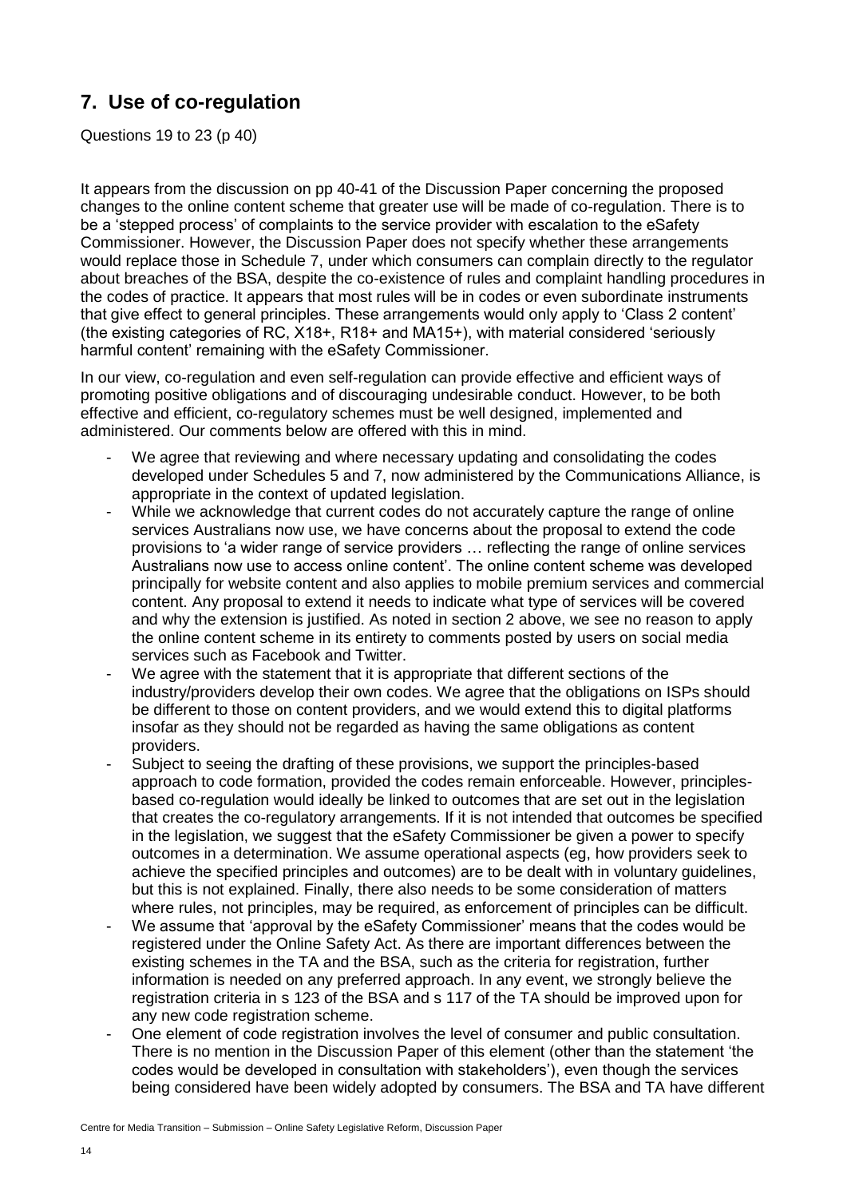## 7. Use of co-regulation

Questions 19 to 23 (p 40)

It appears from the discussion on pp 40-41 of the Discussion Paper concerning the proposed changes to the online content scheme that greater use will be made of co-regulation. There is to be a 'stepped process' of complaints to the service provider with escalation to the eSafety Commissioner. However, the Discussion Paper does not specify whether these arrangements would replace those in Schedule 7, under which consumers can complain directly to the regulator about breaches of the BSA, despite the co-existence of rules and complaint handling procedures in the codes of practice. It appears that most rules will be in codes or even subordinate instruments that give effect to general principles. These arrangements would only apply to 'Class 2 content' (the existing categories of RC, X18+, R18+ and MA15+), with material considered 'seriously harmful content' remaining with the eSafety Commissioner.

In our view, co-regulation and even self-regulation can provide effective and efficient ways of promoting positive obligations and of discouraging undesirable conduct. However, to be both effective and efficient, co-regulatory schemes must be well designed, implemented and administered. Our comments below are offered with this in mind.

- We agree that reviewing and where necessary updating and consolidating the codes developed under Schedules 5 and 7, now administered by the Communications Alliance, is appropriate in the context of updated legislation.
- While we acknowledge that current codes do not accurately capture the range of online services Australians now use, we have concerns about the proposal to extend the code provisions to 'a wider range of service providers … reflecting the range of online services Australians now use to access online content'. The online content scheme was developed principally for website content and also applies to mobile premium services and commercial content. Any proposal to extend it needs to indicate what type of services will be covered and why the extension is justified. As noted in section 2 above, we see no reason to apply the online content scheme in its entirety to comments posted by users on social media services such as Facebook and Twitter.
- We agree with the statement that it is appropriate that different sections of the industry/providers develop their own codes. We agree that the obligations on ISPs should be different to those on content providers, and we would extend this to digital platforms insofar as they should not be regarded as having the same obligations as content providers.
- Subject to seeing the drafting of these provisions, we support the principles-based approach to code formation, provided the codes remain enforceable. However, principles-based co-regulation would ideally be linked to outcomes that are set out in the legislation that creates the co-regulatory arrangements. If it is not intended that outcomes be specified in the legislation, we suggest that the eSafety Commissioner be given a power to specify outcomes in a determination. We assume operational aspects (eg, how providers seek to achieve the specified principles and outcomes) are to be dealt with in voluntary guidelines, but this is not explained. Finally, there also needs to be some consideration of matters where rules, not principles, may be required, as enforcement of principles can be difficult.
- We assume that 'approval by the eSafety Commissioner' means that the codes would be registered under the Online Safety Act. As there are important differences between the existing schemes in the TA and the BSA, such as the criteria for registration, further information is needed on any preferred approach. In any event, we strongly believe the registration criteria in s 123 of the BSA and s 117 of the TA should be improved upon for any new code registration scheme.
- One element of code registration involves the level of consumer and public consultation. There is no mention in the Discussion Paper of this element (other than the statement 'the codes would be developed in consultation with stakeholders'), even though the services being considered have been widely adopted by consumers. The BSA and TA have different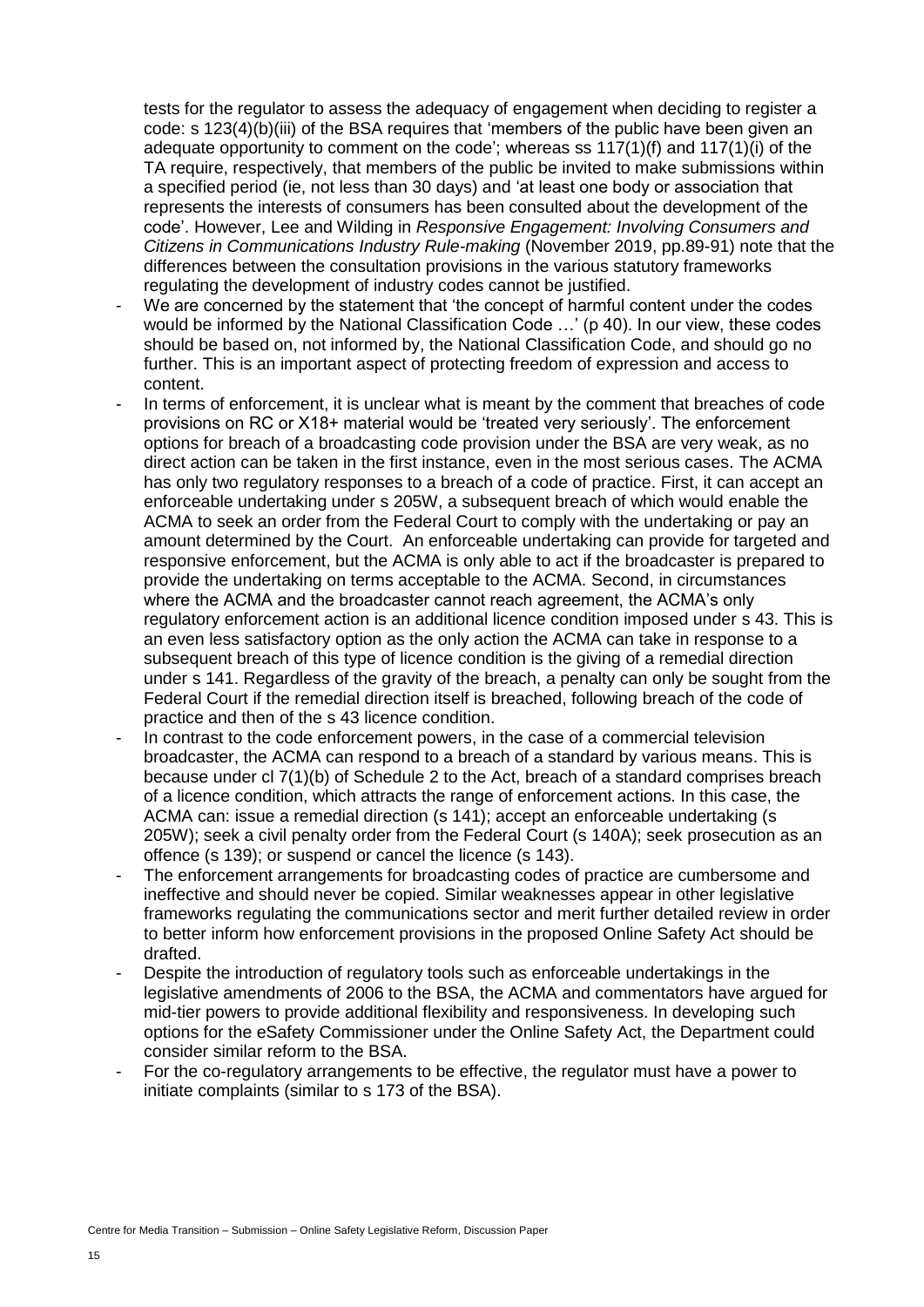tests for the regulator to assess the adequacy of engagement when deciding to register a code: s 123(4)(b)(iii) of the BSA requires that 'members of the public have been given an adequate opportunity to comment on the code'; whereas ss 117(1)(f) and 117(1)(i) of the TA require, respectively, that members of the public be invited to make submissions within a specified period (ie, not less than 30 days) and 'at least one body or association that represents the interests of consumers has been consulted about the development of the code'. However, Lee and Wilding in *Responsive Engagement: Involving Consumers and Citizens in Communications Industry Rule-making* (November 2019, pp.89-91) note that the differences between the consultation provisions in the various statutory frameworks regulating the development of industry codes cannot be justified.

- We are concerned by the statement that 'the concept of harmful content under the codes would be informed by the National Classification Code …' (p 40). In our view, these codes should be based on, not informed by, the National Classification Code, and should go no further. This is an important aspect of protecting freedom of expression and access to content.
- In terms of enforcement, it is unclear what is meant by the comment that breaches of code provisions on RC or X18+ material would be 'treated very seriously'. The enforcement options for breach of a broadcasting code provision under the BSA are very weak, as no direct action can be taken in the first instance, even in the most serious cases. The ACMA has only two regulatory responses to a breach of a code of practice. First, it can accept an enforceable undertaking under s 205W, a subsequent breach of which would enable the ACMA to seek an order from the Federal Court to comply with the undertaking or pay an amount determined by the Court. An enforceable undertaking can provide for targeted and responsive enforcement, but the ACMA is only able to act if the broadcaster is prepared to provide the undertaking on terms acceptable to the ACMA. Second, in circumstances where the ACMA and the broadcaster cannot reach agreement, the ACMA's only regulatory enforcement action is an additional licence condition imposed under s 43. This is an even less satisfactory option as the only action the ACMA can take in response to a subsequent breach of this type of licence condition is the giving of a remedial direction under s 141. Regardless of the gravity of the breach, a penalty can only be sought from the Federal Court if the remedial direction itself is breached, following breach of the code of practice and then of the s 43 licence condition.
- In contrast to the code enforcement powers, in the case of a commercial television broadcaster, the ACMA can respond to a breach of a standard by various means. This is because under cl 7(1)(b) of Schedule 2 to the Act, breach of a standard comprises breach of a licence condition, which attracts the range of enforcement actions. In this case, the ACMA can: issue a remedial direction (s 141); accept an enforceable undertaking (s 205W); seek a civil penalty order from the Federal Court (s 140A); seek prosecution as an offence (s 139); or suspend or cancel the licence (s 143).
- The enforcement arrangements for broadcasting codes of practice are cumbersome and ineffective and should never be copied. Similar weaknesses appear in other legislative frameworks regulating the communications sector and merit further detailed review in order to better inform how enforcement provisions in the proposed Online Safety Act should be drafted.
- Despite the introduction of regulatory tools such as enforceable undertakings in the legislative amendments of 2006 to the BSA, the ACMA and commentators have argued for mid-tier powers to provide additional flexibility and responsiveness. In developing such options for the eSafety Commissioner under the Online Safety Act, the Department could consider similar reform to the BSA.
- For the co-regulatory arrangements to be effective, the regulator must have a power to initiate complaints (similar to s 173 of the BSA).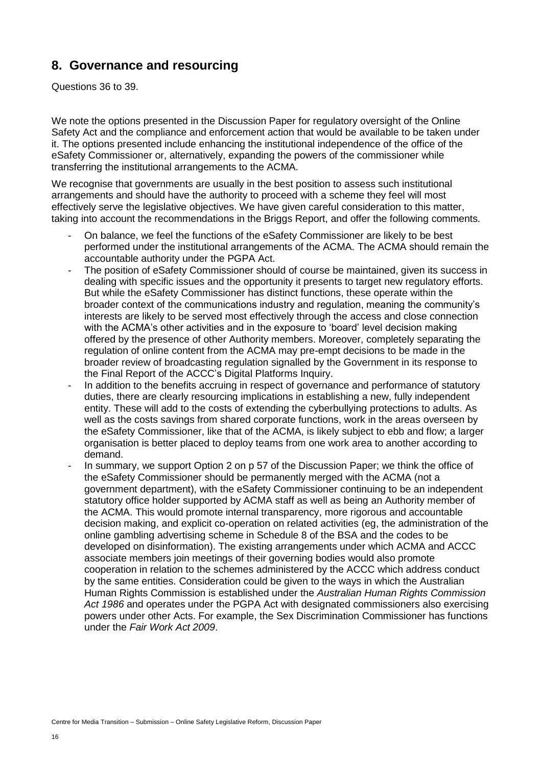## 8. Governance and resourcing

Questions 36 to 39.

We note the options presented in the Discussion Paper for regulatory oversight of the Online Safety Act and the compliance and enforcement action that would be available to be taken under it. The options presented include enhancing the institutional independence of the office of the eSafety Commissioner or, alternatively, expanding the powers of the commissioner while transferring the institutional arrangements to the ACMA.

We recognise that governments are usually in the best position to assess such institutional arrangements and should have the authority to proceed with a scheme they feel will most effectively serve the legislative objectives. We have given careful consideration to this matter, taking into account the recommendations in the Briggs Report, and offer the following comments.

- On balance, we feel the functions of the eSafety Commissioner are likely to be best performed under the institutional arrangements of the ACMA. The ACMA should remain the accountable authority under the PGPA Act.
- The position of eSafety Commissioner should of course be maintained, given its success in dealing with specific issues and the opportunity it presents to target new regulatory efforts. But while the eSafety Commissioner has distinct functions, these operate within the broader context of the communications industry and regulation, meaning the community's interests are likely to be served most effectively through the access and close connection with the ACMA's other activities and in the exposure to 'board' level decision making offered by the presence of other Authority members. Moreover, completely separating the regulation of online content from the ACMA may pre-empt decisions to be made in the broader review of broadcasting regulation signalled by the Government in its response to the Final Report of the ACCC's Digital Platforms Inquiry.
- In addition to the benefits accruing in respect of governance and performance of statutory duties, there are clearly resourcing implications in establishing a new, fully independent entity. These will add to the costs of extending the cyberbullying protections to adults. As well as the costs savings from shared corporate functions, work in the areas overseen by the eSafety Commissioner, like that of the ACMA, is likely subject to ebb and flow; a larger organisation is better placed to deploy teams from one work area to another according to demand.
- In summary, we support Option 2 on p 57 of the Discussion Paper; we think the office of the eSafety Commissioner should be permanently merged with the ACMA (not a government department), with the eSafety Commissioner continuing to be an independent statutory office holder supported by ACMA staff as well as being an Authority member of the ACMA. This would promote internal transparency, more rigorous and accountable decision making, and explicit co-operation on related activities (eg, the administration of the online gambling advertising scheme in Schedule 8 of the BSA and the codes to be developed on disinformation). The existing arrangements under which ACMA and ACCC associate members join meetings of their governing bodies would also promote cooperation in relation to the schemes administered by the ACCC which address conduct by the same entities. Consideration could be given to the ways in which the Australian Human Rights Commission is established under the *Australian Human Rights Commission Act 1986* and operates under the PGPA Act with designated commissioners also exercising powers under other Acts. For example, the Sex Discrimination Commissioner has functions under the *Fair Work Act 2009*.